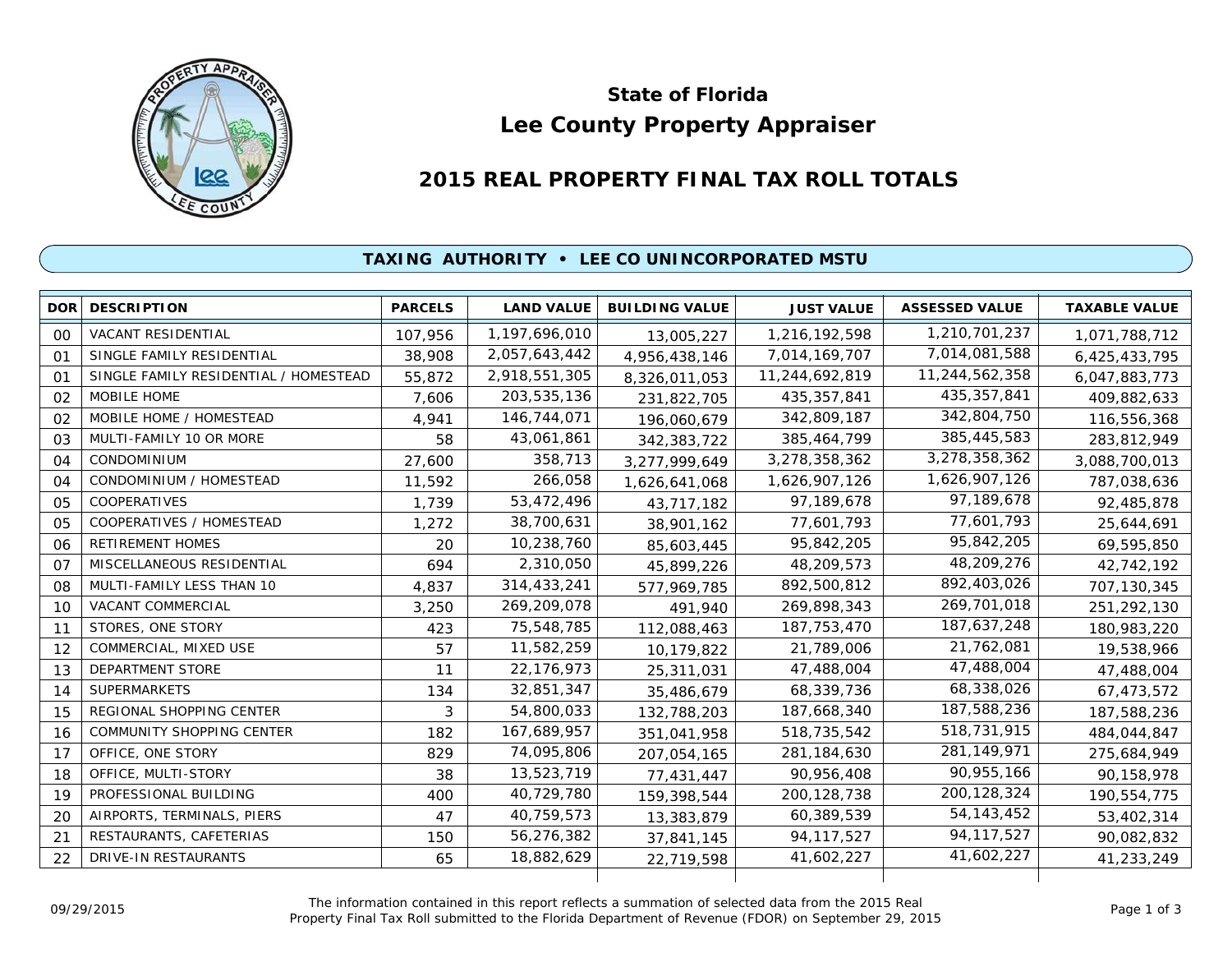# State of Florida
# Lee County Property Appraiser

## 2015 REAL PROPERTY FINAL TAX ROLL TOTALS

### TAXING AUTHORITY • LEE CO UNINCORPORATED MSTU

| DOR | DESCRIPTION | PARCELS | LAND VALUE | BUILDING VALUE | JUST VALUE | ASSESSED VALUE | TAXABLE VALUE |
|---|---|---|---|---|---|---|---|
| 00 | VACANT RESIDENTIAL | 107,956 | 1,197,696,010 | 13,005,227 | 1,216,192,598 | 1,210,701,237 | 1,071,788,712 |
| 01 | SINGLE FAMILY RESIDENTIAL | 38,908 | 2,057,643,442 | 4,956,438,146 | 7,014,169,707 | 7,014,081,588 | 6,425,433,795 |
| 01 | SINGLE FAMILY RESIDENTIAL / HOMESTEAD | 55,872 | 2,918,551,305 | 8,326,011,053 | 11,244,692,819 | 11,244,562,358 | 6,047,883,773 |
| 02 | MOBILE HOME | 7,606 | 203,535,136 | 231,822,705 | 435,357,841 | 435,357,841 | 409,882,633 |
| 02 | MOBILE HOME / HOMESTEAD | 4,941 | 146,744,071 | 196,060,679 | 342,809,187 | 342,804,750 | 116,556,368 |
| 03 | MULTI-FAMILY 10 OR MORE | 58 | 43,061,861 | 342,383,722 | 385,464,799 | 385,445,583 | 283,812,949 |
| 04 | CONDOMINIUM | 27,600 | 358,713 | 3,277,999,649 | 3,278,358,362 | 3,278,358,362 | 3,088,700,013 |
| 04 | CONDOMINIUM / HOMESTEAD | 11,592 | 266,058 | 1,626,641,068 | 1,626,907,126 | 1,626,907,126 | 787,038,636 |
| 05 | COOPERATIVES | 1,739 | 53,472,496 | 43,717,182 | 97,189,678 | 97,189,678 | 92,485,878 |
| 05 | COOPERATIVES / HOMESTEAD | 1,272 | 38,700,631 | 38,901,162 | 77,601,793 | 77,601,793 | 25,644,691 |
| 06 | RETIREMENT HOMES | 20 | 10,238,760 | 85,603,445 | 95,842,205 | 95,842,205 | 69,595,850 |
| 07 | MISCELLANEOUS RESIDENTIAL | 694 | 2,310,050 | 45,899,226 | 48,209,573 | 48,209,276 | 42,742,192 |
| 08 | MULTI-FAMILY LESS THAN 10 | 4,837 | 314,433,241 | 577,969,785 | 892,500,812 | 892,403,026 | 707,130,345 |
| 10 | VACANT COMMERCIAL | 3,250 | 269,209,078 | 491,940 | 269,898,343 | 269,701,018 | 251,292,130 |
| 11 | STORES, ONE STORY | 423 | 75,548,785 | 112,088,463 | 187,753,470 | 187,637,248 | 180,983,220 |
| 12 | COMMERCIAL, MIXED USE | 57 | 11,582,259 | 10,179,822 | 21,789,006 | 21,762,081 | 19,538,966 |
| 13 | DEPARTMENT STORE | 11 | 22,176,973 | 25,311,031 | 47,488,004 | 47,488,004 | 47,488,004 |
| 14 | SUPERMARKETS | 134 | 32,851,347 | 35,486,679 | 68,339,736 | 68,338,026 | 67,473,572 |
| 15 | REGIONAL SHOPPING CENTER | 3 | 54,800,033 | 132,788,203 | 187,668,340 | 187,588,236 | 187,588,236 |
| 16 | COMMUNITY SHOPPING CENTER | 182 | 167,689,957 | 351,041,958 | 518,735,542 | 518,731,915 | 484,044,847 |
| 17 | OFFICE, ONE STORY | 829 | 74,095,806 | 207,054,165 | 281,184,630 | 281,149,971 | 275,684,949 |
| 18 | OFFICE, MULTI-STORY | 38 | 13,523,719 | 77,431,447 | 90,956,408 | 90,955,166 | 90,158,978 |
| 19 | PROFESSIONAL BUILDING | 400 | 40,729,780 | 159,398,544 | 200,128,738 | 200,128,324 | 190,554,775 |
| 20 | AIRPORTS, TERMINALS, PIERS | 47 | 40,759,573 | 13,383,879 | 60,389,539 | 54,143,452 | 53,402,314 |
| 21 | RESTAURANTS, CAFETERIAS | 150 | 56,276,382 | 37,841,145 | 94,117,527 | 94,117,527 | 90,082,832 |
| 22 | DRIVE-IN RESTAURANTS | 65 | 18,882,629 | 22,719,598 | 41,602,227 | 41,602,227 | 41,233,249 |

09/29/2015

The information contained in this report reflects a summation of selected data from the 2015 Real Property Final Tax Roll submitted to the Florida Department of Revenue (FDOR) on September 29, 2015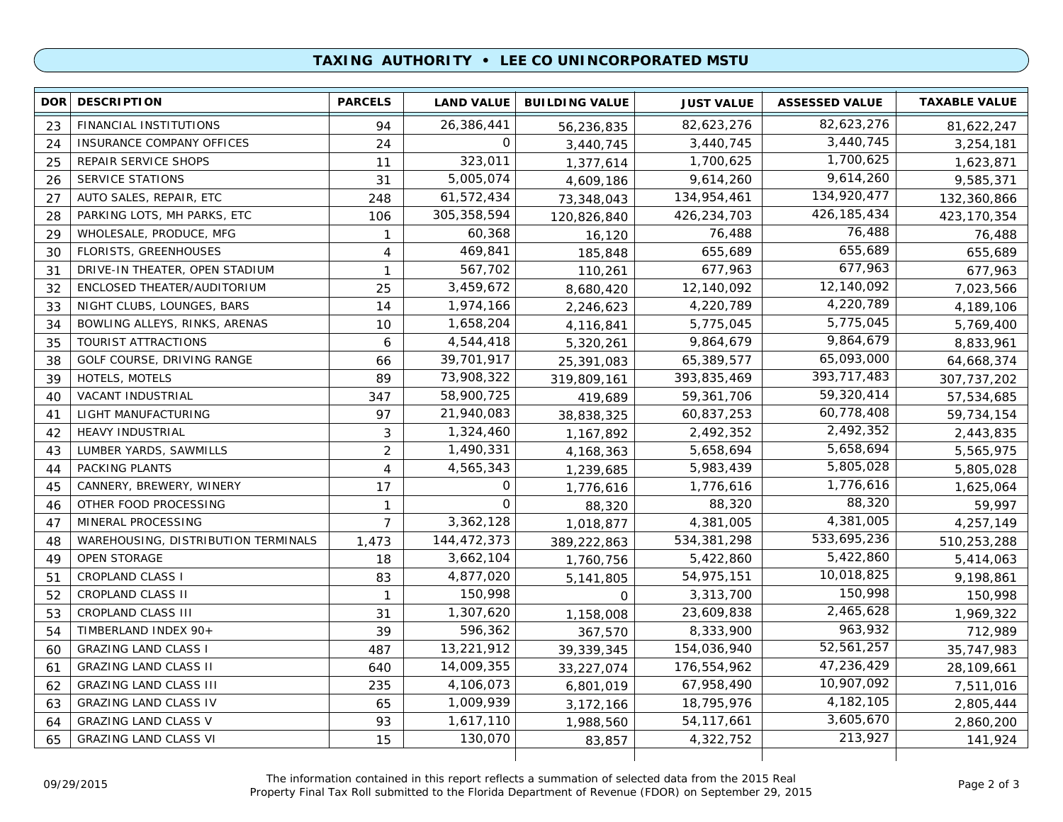## TAXING AUTHORITY • LEE CO UNINCORPORATED MSTU

| DOR | DESCRIPTION | PARCELS | LAND VALUE | BUILDING VALUE | JUST VALUE | ASSESSED VALUE | TAXABLE VALUE |
|---|---|---|---|---|---|---|---|
| 23 | FINANCIAL INSTITUTIONS | 94 | 26,386,441 | 56,236,835 | 82,623,276 | 82,623,276 | 81,622,247 |
| 24 | INSURANCE COMPANY OFFICES | 24 | 0 | 3,440,745 | 3,440,745 | 3,440,745 | 3,254,181 |
| 25 | REPAIR SERVICE SHOPS | 11 | 323,011 | 1,377,614 | 1,700,625 | 1,700,625 | 1,623,871 |
| 26 | SERVICE STATIONS | 31 | 5,005,074 | 4,609,186 | 9,614,260 | 9,614,260 | 9,585,371 |
| 27 | AUTO SALES, REPAIR, ETC | 248 | 61,572,434 | 73,348,043 | 134,954,461 | 134,920,477 | 132,360,866 |
| 28 | PARKING LOTS, MH PARKS, ETC | 106 | 305,358,594 | 120,826,840 | 426,234,703 | 426,185,434 | 423,170,354 |
| 29 | WHOLESALE, PRODUCE, MFG | 1 | 60,368 | 16,120 | 76,488 | 76,488 | 76,488 |
| 30 | FLORISTS, GREENHOUSES | 4 | 469,841 | 185,848 | 655,689 | 655,689 | 655,689 |
| 31 | DRIVE-IN THEATER, OPEN STADIUM | 1 | 567,702 | 110,261 | 677,963 | 677,963 | 677,963 |
| 32 | ENCLOSED THEATER/AUDITORIUM | 25 | 3,459,672 | 8,680,420 | 12,140,092 | 12,140,092 | 7,023,566 |
| 33 | NIGHT CLUBS, LOUNGES, BARS | 14 | 1,974,166 | 2,246,623 | 4,220,789 | 4,220,789 | 4,189,106 |
| 34 | BOWLING ALLEYS, RINKS, ARENAS | 10 | 1,658,204 | 4,116,841 | 5,775,045 | 5,775,045 | 5,769,400 |
| 35 | TOURIST ATTRACTIONS | 6 | 4,544,418 | 5,320,261 | 9,864,679 | 9,864,679 | 8,833,961 |
| 38 | GOLF COURSE, DRIVING RANGE | 66 | 39,701,917 | 25,391,083 | 65,389,577 | 65,093,000 | 64,668,374 |
| 39 | HOTELS, MOTELS | 89 | 73,908,322 | 319,809,161 | 393,835,469 | 393,717,483 | 307,737,202 |
| 40 | VACANT INDUSTRIAL | 347 | 58,900,725 | 419,689 | 59,361,706 | 59,320,414 | 57,534,685 |
| 41 | LIGHT MANUFACTURING | 97 | 21,940,083 | 38,838,325 | 60,837,253 | 60,778,408 | 59,734,154 |
| 42 | HEAVY INDUSTRIAL | 3 | 1,324,460 | 1,167,892 | 2,492,352 | 2,492,352 | 2,443,835 |
| 43 | LUMBER YARDS, SAWMILLS | 2 | 1,490,331 | 4,168,363 | 5,658,694 | 5,658,694 | 5,565,975 |
| 44 | PACKING PLANTS | 4 | 4,565,343 | 1,239,685 | 5,983,439 | 5,805,028 | 5,805,028 |
| 45 | CANNERY, BREWERY, WINERY | 17 | 0 | 1,776,616 | 1,776,616 | 1,776,616 | 1,625,064 |
| 46 | OTHER FOOD PROCESSING | 1 | 0 | 88,320 | 88,320 | 88,320 | 59,997 |
| 47 | MINERAL PROCESSING | 7 | 3,362,128 | 1,018,877 | 4,381,005 | 4,381,005 | 4,257,149 |
| 48 | WAREHOUSING, DISTRIBUTION TERMINALS | 1,473 | 144,472,373 | 389,222,863 | 534,381,298 | 533,695,236 | 510,253,288 |
| 49 | OPEN STORAGE | 18 | 3,662,104 | 1,760,756 | 5,422,860 | 5,422,860 | 5,414,063 |
| 51 | CROPLAND CLASS I | 83 | 4,877,020 | 5,141,805 | 54,975,151 | 10,018,825 | 9,198,861 |
| 52 | CROPLAND CLASS II | 1 | 150,998 | 0 | 3,313,700 | 150,998 | 150,998 |
| 53 | CROPLAND CLASS III | 31 | 1,307,620 | 1,158,008 | 23,609,838 | 2,465,628 | 1,969,322 |
| 54 | TIMBERLAND INDEX 90+ | 39 | 596,362 | 367,570 | 8,333,900 | 963,932 | 712,989 |
| 60 | GRAZING LAND CLASS I | 487 | 13,221,912 | 39,339,345 | 154,036,940 | 52,561,257 | 35,747,983 |
| 61 | GRAZING LAND CLASS II | 640 | 14,009,355 | 33,227,074 | 176,554,962 | 47,236,429 | 28,109,661 |
| 62 | GRAZING LAND CLASS III | 235 | 4,106,073 | 6,801,019 | 67,958,490 | 10,907,092 | 7,511,016 |
| 63 | GRAZING LAND CLASS IV | 65 | 1,009,939 | 3,172,166 | 18,795,976 | 4,182,105 | 2,805,444 |
| 64 | GRAZING LAND CLASS V | 93 | 1,617,110 | 1,988,560 | 54,117,661 | 3,605,670 | 2,860,200 |
| 65 | GRAZING LAND CLASS VI | 15 | 130,070 | 83,857 | 4,322,752 | 213,927 | 141,924 |

09/29/2015

The information contained in this report reflects a summation of selected data from the 2015 Real Property Final Tax Roll submitted to the Florida Department of Revenue (FDOR) on September 29, 2015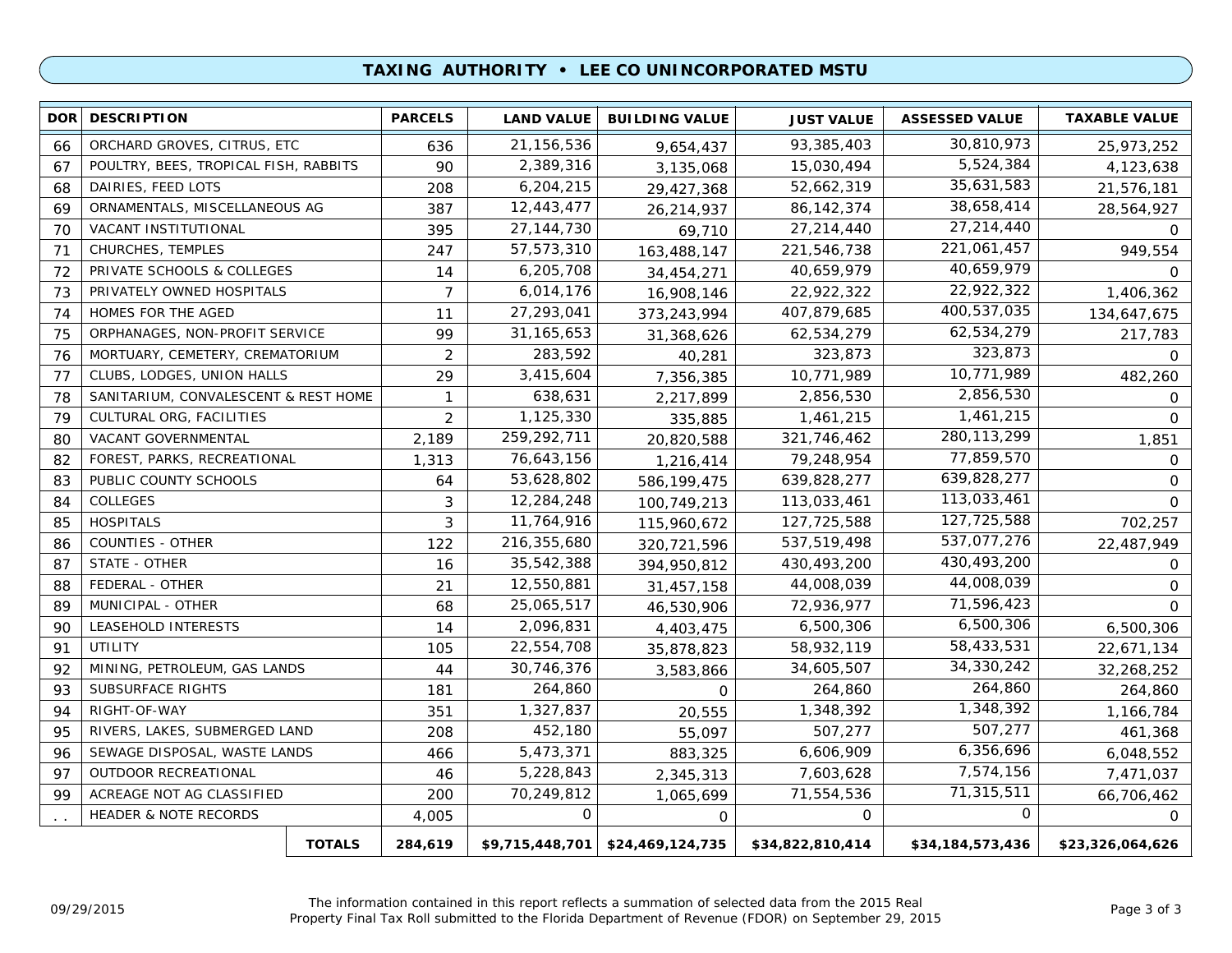## TAXING AUTHORITY • LEE CO UNINCORPORATED MSTU

| DOR | DESCRIPTION | PARCELS | LAND VALUE | BUILDING VALUE | JUST VALUE | ASSESSED VALUE | TAXABLE VALUE |
|---|---|---|---|---|---|---|---|
| 66 | ORCHARD GROVES, CITRUS, ETC | 636 | 21,156,536 | 9,654,437 | 93,385,403 | 30,810,973 | 25,973,252 |
| 67 | POULTRY, BEES, TROPICAL FISH, RABBITS | 90 | 2,389,316 | 3,135,068 | 15,030,494 | 5,524,384 | 4,123,638 |
| 68 | DAIRIES, FEED LOTS | 208 | 6,204,215 | 29,427,368 | 52,662,319 | 35,631,583 | 21,576,181 |
| 69 | ORNAMENTALS, MISCELLANEOUS AG | 387 | 12,443,477 | 26,214,937 | 86,142,374 | 38,658,414 | 28,564,927 |
| 70 | VACANT INSTITUTIONAL | 395 | 27,144,730 | 69,710 | 27,214,440 | 27,214,440 | 0 |
| 71 | CHURCHES, TEMPLES | 247 | 57,573,310 | 163,488,147 | 221,546,738 | 221,061,457 | 949,554 |
| 72 | PRIVATE SCHOOLS & COLLEGES | 14 | 6,205,708 | 34,454,271 | 40,659,979 | 40,659,979 | 0 |
| 73 | PRIVATELY OWNED HOSPITALS | 7 | 6,014,176 | 16,908,146 | 22,922,322 | 22,922,322 | 1,406,362 |
| 74 | HOMES FOR THE AGED | 11 | 27,293,041 | 373,243,994 | 407,879,685 | 400,537,035 | 134,647,675 |
| 75 | ORPHANAGES, NON-PROFIT SERVICE | 99 | 31,165,653 | 31,368,626 | 62,534,279 | 62,534,279 | 217,783 |
| 76 | MORTUARY, CEMETERY, CREMATORIUM | 2 | 283,592 | 40,281 | 323,873 | 323,873 | 0 |
| 77 | CLUBS, LODGES, UNION HALLS | 29 | 3,415,604 | 7,356,385 | 10,771,989 | 10,771,989 | 482,260 |
| 78 | SANITARIUM, CONVALESCENT & REST HOME | 1 | 638,631 | 2,217,899 | 2,856,530 | 2,856,530 | 0 |
| 79 | CULTURAL ORG, FACILITIES | 2 | 1,125,330 | 335,885 | 1,461,215 | 1,461,215 | 0 |
| 80 | VACANT GOVERNMENTAL | 2,189 | 259,292,711 | 20,820,588 | 321,746,462 | 280,113,299 | 1,851 |
| 82 | FOREST, PARKS, RECREATIONAL | 1,313 | 76,643,156 | 1,216,414 | 79,248,954 | 77,859,570 | 0 |
| 83 | PUBLIC COUNTY SCHOOLS | 64 | 53,628,802 | 586,199,475 | 639,828,277 | 639,828,277 | 0 |
| 84 | COLLEGES | 3 | 12,284,248 | 100,749,213 | 113,033,461 | 113,033,461 | 0 |
| 85 | HOSPITALS | 3 | 11,764,916 | 115,960,672 | 127,725,588 | 127,725,588 | 702,257 |
| 86 | COUNTIES - OTHER | 122 | 216,355,680 | 320,721,596 | 537,519,498 | 537,077,276 | 22,487,949 |
| 87 | STATE - OTHER | 16 | 35,542,388 | 394,950,812 | 430,493,200 | 430,493,200 | 0 |
| 88 | FEDERAL - OTHER | 21 | 12,550,881 | 31,457,158 | 44,008,039 | 44,008,039 | 0 |
| 89 | MUNICIPAL - OTHER | 68 | 25,065,517 | 46,530,906 | 72,936,977 | 71,596,423 | 0 |
| 90 | LEASEHOLD INTERESTS | 14 | 2,096,831 | 4,403,475 | 6,500,306 | 6,500,306 | 6,500,306 |
| 91 | UTILITY | 105 | 22,554,708 | 35,878,823 | 58,932,119 | 58,433,531 | 22,671,134 |
| 92 | MINING, PETROLEUM, GAS LANDS | 44 | 30,746,376 | 3,583,866 | 34,605,507 | 34,330,242 | 32,268,252 |
| 93 | SUBSURFACE RIGHTS | 181 | 264,860 | 0 | 264,860 | 264,860 | 264,860 |
| 94 | RIGHT-OF-WAY | 351 | 1,327,837 | 20,555 | 1,348,392 | 1,348,392 | 1,166,784 |
| 95 | RIVERS, LAKES, SUBMERGED LAND | 208 | 452,180 | 55,097 | 507,277 | 507,277 | 461,368 |
| 96 | SEWAGE DISPOSAL, WASTE LANDS | 466 | 5,473,371 | 883,325 | 6,606,909 | 6,356,696 | 6,048,552 |
| 97 | OUTDOOR RECREATIONAL | 46 | 5,228,843 | 2,345,313 | 7,603,628 | 7,574,156 | 7,471,037 |
| 99 | ACREAGE NOT AG CLASSIFIED | 200 | 70,249,812 | 1,065,699 | 71,554,536 | 71,315,511 | 66,706,462 |
| . . | HEADER & NOTE RECORDS | 4,005 | 0 | 0 | 0 | 0 | 0 |
| | **TOTALS** | **284,619** | **$9,715,448,701** | **$24,469,124,735** | **$34,822,810,414** | **$34,184,573,436** | **$23,326,064,626** |

09/29/2015

The information contained in this report reflects a summation of selected data from the 2015 Real Property Final Tax Roll submitted to the Florida Department of Revenue (FDOR) on September 29, 2015